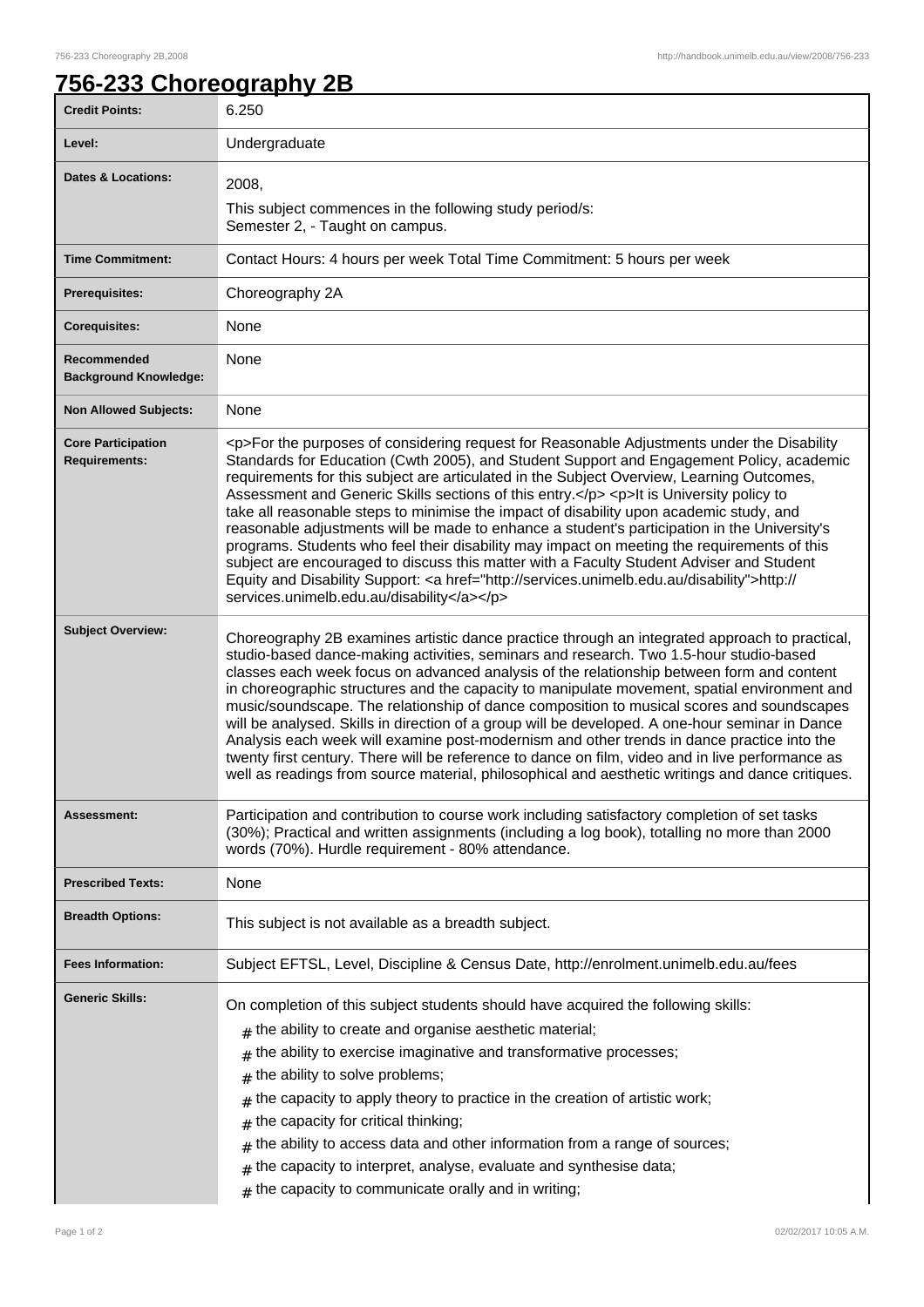# 756-233 Choreography 2B

| | |
|---|---|
| **Credit Points:** | 6.250 |
| **Level:** | Undergraduate |
| **Dates & Locations:** | 2008,<br>This subject commences in the following study period/s:<br>Semester 2, - Taught on campus. |
| **Time Commitment:** | Contact Hours: 4 hours per week Total Time Commitment: 5 hours per week |
| **Prerequisites:** | Choreography 2A |
| **Corequisites:** | None |
| **Recommended Background Knowledge:** | None |
| **Non Allowed Subjects:** | None |
| **Core Participation Requirements:** | <p>For the purposes of considering request for Reasonable Adjustments under the Disability Standards for Education (Cwth 2005), and Student Support and Engagement Policy, academic requirements for this subject are articulated in the Subject Overview, Learning Outcomes, Assessment and Generic Skills sections of this entry.</p> <p>It is University policy to take all reasonable steps to minimise the impact of disability upon academic study, and reasonable adjustments will be made to enhance a student's participation in the University's programs. Students who feel their disability may impact on meeting the requirements of this subject are encouraged to discuss this matter with a Faculty Student Adviser and Student Equity and Disability Support: <a href="http://services.unimelb.edu.au/disability">http://services.unimelb.edu.au/disability</a></p> |
| **Subject Overview:** | Choreography 2B examines artistic dance practice through an integrated approach to practical, studio-based dance-making activities, seminars and research. Two 1.5-hour studio-based classes each week focus on advanced analysis of the relationship between form and content in choreographic structures and the capacity to manipulate movement, spatial environment and music/soundscape. The relationship of dance composition to musical scores and soundscapes will be analysed. Skills in direction of a group will be developed. A one-hour seminar in Dance Analysis each week will examine post-modernism and other trends in dance practice into the twenty first century. There will be reference to dance on film, video and in live performance as well as readings from source material, philosophical and aesthetic writings and dance critiques. |
| **Assessment:** | Participation and contribution to course work including satisfactory completion of set tasks (30%); Practical and written assignments (including a log book), totalling no more than 2000 words (70%). Hurdle requirement - 80% attendance. |
| **Prescribed Texts:** | None |
| **Breadth Options:** | This subject is not available as a breadth subject. |
| **Fees Information:** | Subject EFTSL, Level, Discipline & Census Date, http://enrolment.unimelb.edu.au/fees |
| **Generic Skills:** | On completion of this subject students should have acquired the following skills:<br># the ability to create and organise aesthetic material;<br># the ability to exercise imaginative and transformative processes;<br># the ability to solve problems;<br># the capacity to apply theory to practice in the creation of artistic work;<br># the capacity for critical thinking;<br># the ability to access data and other information from a range of sources;<br># the capacity to interpret, analyse, evaluate and synthesise data;<br># the capacity to communicate orally and in writing; |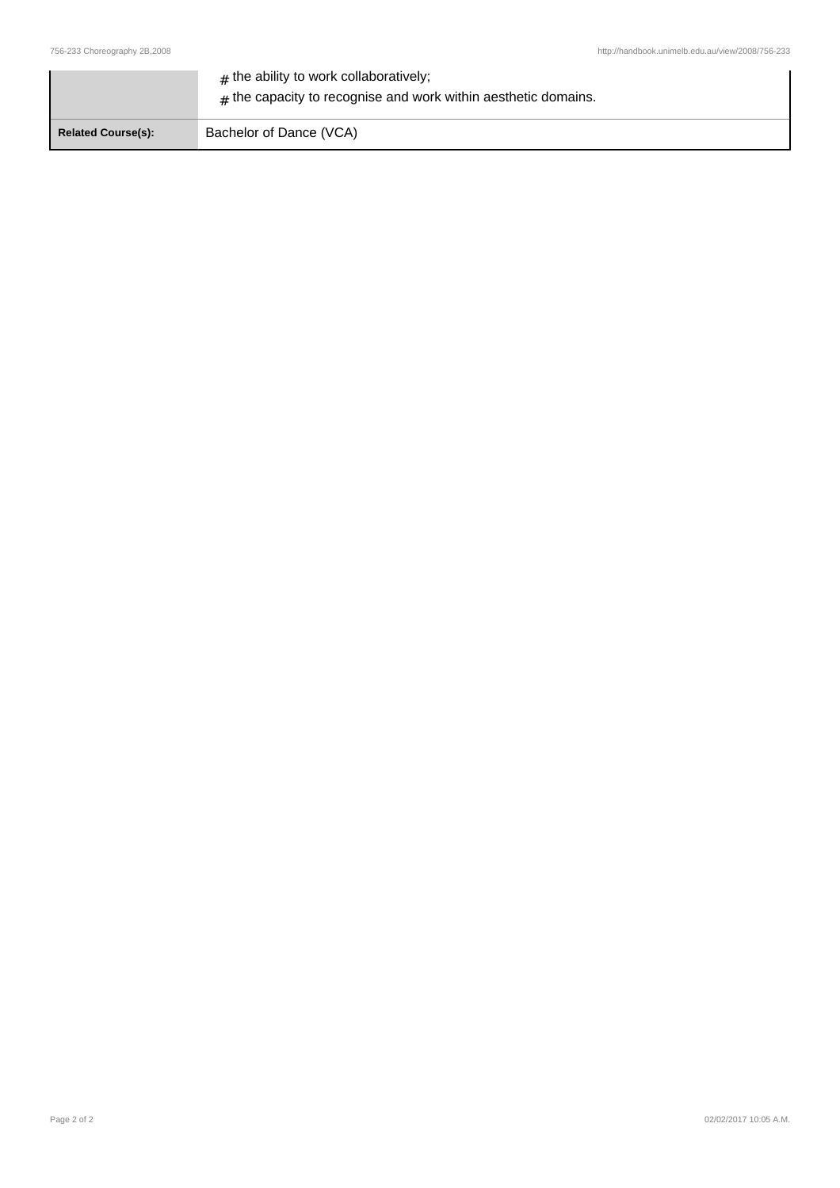| | |
|---|---|
| | # the ability to work collaboratively;<br># the capacity to recognise and work within aesthetic domains. |
| **Related Course(s):** | Bachelor of Dance (VCA) |